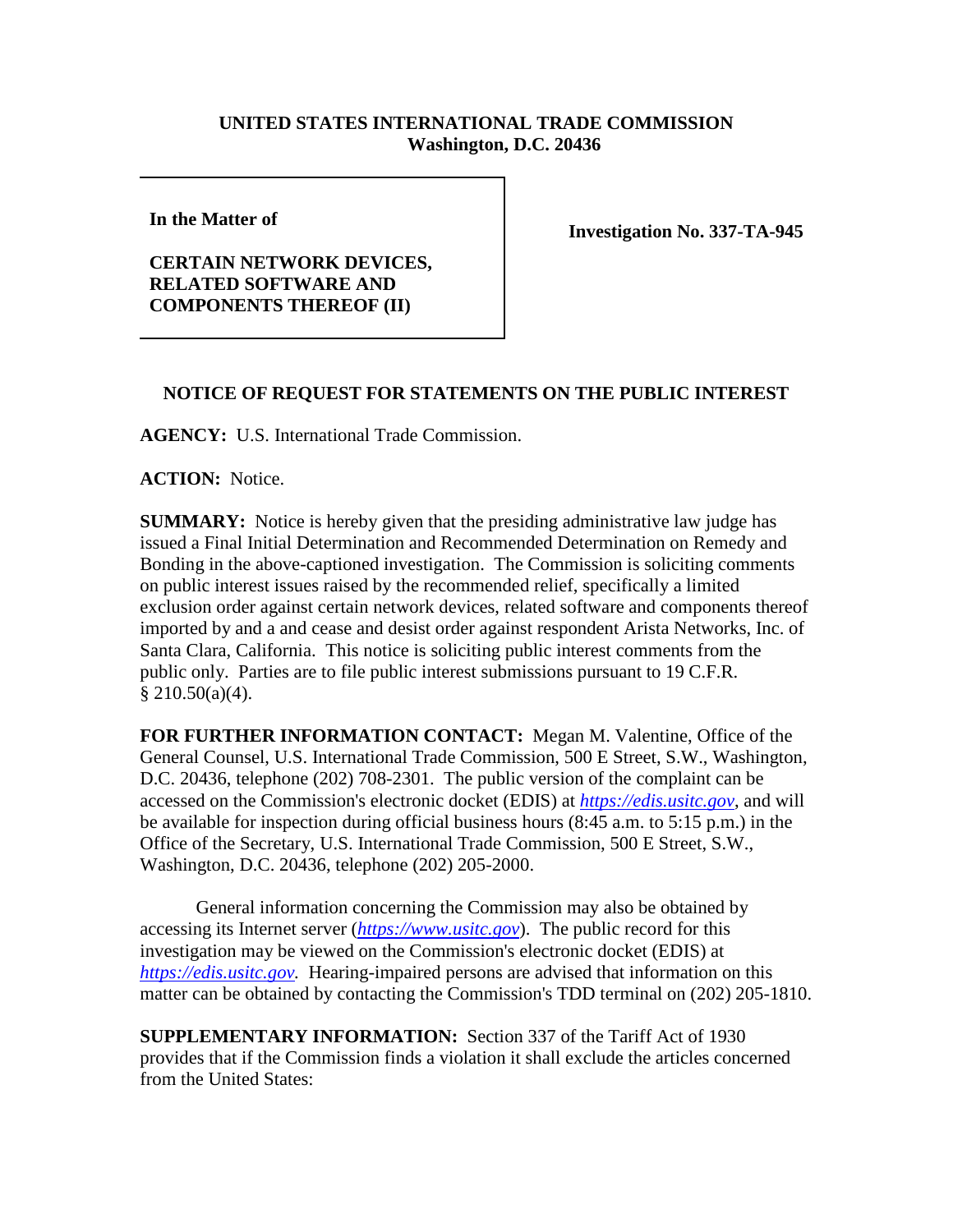**UNITED STATES INTERNATIONAL TRADE COMMISSION**
**Washington, D.C. 20436**

| **In the Matter of**<br><br>**CERTAIN NETWORK DEVICES, RELATED SOFTWARE AND COMPONENTS THEREOF (II)** | **Investigation No. 337-TA-945** |
|---|---|

**NOTICE OF REQUEST FOR STATEMENTS ON THE PUBLIC INTEREST**

**AGENCY:** U.S. International Trade Commission.

**ACTION:** Notice.

**SUMMARY:** Notice is hereby given that the presiding administrative law judge has issued a Final Initial Determination and Recommended Determination on Remedy and Bonding in the above-captioned investigation. The Commission is soliciting comments on public interest issues raised by the recommended relief, specifically a limited exclusion order against certain network devices, related software and components thereof imported by and a and cease and desist order against respondent Arista Networks, Inc. of Santa Clara, California. This notice is soliciting public interest comments from the public only. Parties are to file public interest submissions pursuant to 19 C.F.R. § 210.50(a)(4).

**FOR FURTHER INFORMATION CONTACT:** Megan M. Valentine, Office of the General Counsel, U.S. International Trade Commission, 500 E Street, S.W., Washington, D.C. 20436, telephone (202) 708-2301. The public version of the complaint can be accessed on the Commission's electronic docket (EDIS) at *https://edis.usitc.gov*, and will be available for inspection during official business hours (8:45 a.m. to 5:15 p.m.) in the Office of the Secretary, U.S. International Trade Commission, 500 E Street, S.W., Washington, D.C. 20436, telephone (202) 205-2000.

General information concerning the Commission may also be obtained by accessing its Internet server (*https://www.usitc.gov*). The public record for this investigation may be viewed on the Commission's electronic docket (EDIS) at *https://edis.usitc.gov*. Hearing-impaired persons are advised that information on this matter can be obtained by contacting the Commission's TDD terminal on (202) 205-1810.

**SUPPLEMENTARY INFORMATION:** Section 337 of the Tariff Act of 1930 provides that if the Commission finds a violation it shall exclude the articles concerned from the United States: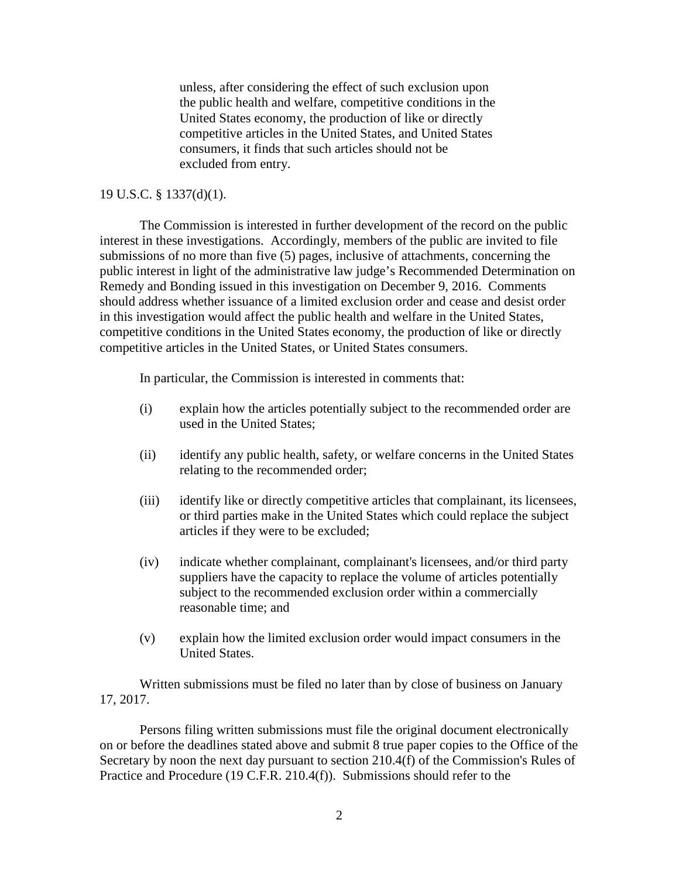> unless, after considering the effect of such exclusion upon the public health and welfare, competitive conditions in the United States economy, the production of like or directly competitive articles in the United States, and United States consumers, it finds that such articles should not be excluded from entry.

19 U.S.C. § 1337(d)(1).

The Commission is interested in further development of the record on the public interest in these investigations. Accordingly, members of the public are invited to file submissions of no more than five (5) pages, inclusive of attachments, concerning the public interest in light of the administrative law judge's Recommended Determination on Remedy and Bonding issued in this investigation on December 9, 2016. Comments should address whether issuance of a limited exclusion order and cease and desist order in this investigation would affect the public health and welfare in the United States, competitive conditions in the United States economy, the production of like or directly competitive articles in the United States, or United States consumers.

In particular, the Commission is interested in comments that:

(i) explain how the articles potentially subject to the recommended order are used in the United States;

(ii) identify any public health, safety, or welfare concerns in the United States relating to the recommended order;

(iii) identify like or directly competitive articles that complainant, its licensees, or third parties make in the United States which could replace the subject articles if they were to be excluded;

(iv) indicate whether complainant, complainant's licensees, and/or third party suppliers have the capacity to replace the volume of articles potentially subject to the recommended exclusion order within a commercially reasonable time; and

(v) explain how the limited exclusion order would impact consumers in the United States.

Written submissions must be filed no later than by close of business on January 17, 2017.

Persons filing written submissions must file the original document electronically on or before the deadlines stated above and submit 8 true paper copies to the Office of the Secretary by noon the next day pursuant to section 210.4(f) of the Commission's Rules of Practice and Procedure (19 C.F.R. 210.4(f)). Submissions should refer to the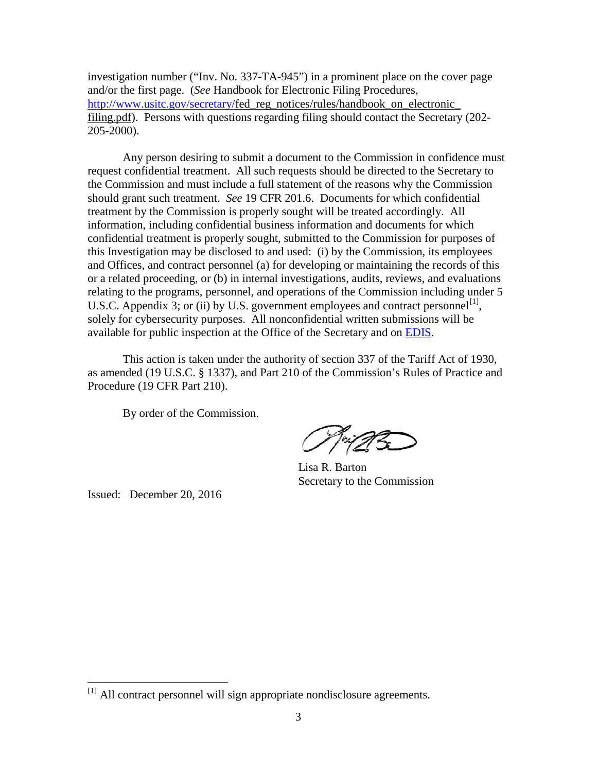investigation number ("Inv. No. 337-TA-945") in a prominent place on the cover page and/or the first page. (*See* Handbook for Electronic Filing Procedures, http://www.usitc.gov/secretary/fed_reg_notices/rules/handbook_on_electronic_filing.pdf). Persons with questions regarding filing should contact the Secretary (202-205-2000).

Any person desiring to submit a document to the Commission in confidence must request confidential treatment. All such requests should be directed to the Secretary to the Commission and must include a full statement of the reasons why the Commission should grant such treatment. *See* 19 CFR 201.6. Documents for which confidential treatment by the Commission is properly sought will be treated accordingly. All information, including confidential business information and documents for which confidential treatment is properly sought, submitted to the Commission for purposes of this Investigation may be disclosed to and used: (i) by the Commission, its employees and Offices, and contract personnel (a) for developing or maintaining the records of this or a related proceeding, or (b) in internal investigations, audits, reviews, and evaluations relating to the programs, personnel, and operations of the Commission including under 5 U.S.C. Appendix 3; or (ii) by U.S. government employees and contract personnel[1], solely for cybersecurity purposes. All nonconfidential written submissions will be available for public inspection at the Office of the Secretary and on EDIS.

This action is taken under the authority of section 337 of the Tariff Act of 1930, as amended (19 U.S.C. § 1337), and Part 210 of the Commission's Rules of Practice and Procedure (19 CFR Part 210).

By order of the Commission.

Lisa R. Barton
Secretary to the Commission

Issued: December 20, 2016

[1] All contract personnel will sign appropriate nondisclosure agreements.